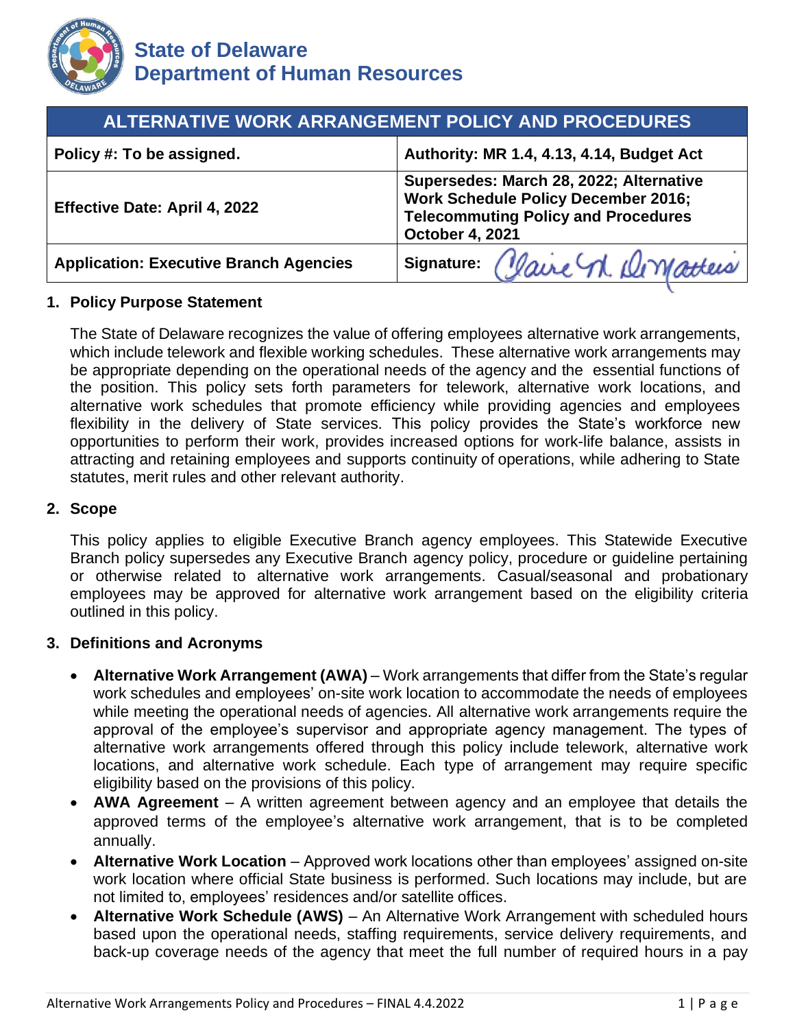# State of Delaware
# Department of Human Resources

| ALTERNATIVE WORK ARRANGEMENT POLICY AND PROCEDURES | |
|---|---|
| **Policy #: To be assigned.** | **Authority: MR 1.4, 4.13, 4.14, Budget Act** |
| **Effective Date: April 4, 2022** | **Supersedes: March 28, 2022; Alternative Work Schedule Policy December 2016; Telecommuting Policy and Procedures October 4, 2021** |
| **Application: Executive Branch Agencies** | **Signature:** Claire M. DeMatteis |

## 1. Policy Purpose Statement

The State of Delaware recognizes the value of offering employees alternative work arrangements, which include telework and flexible working schedules. These alternative work arrangements may be appropriate depending on the operational needs of the agency and the essential functions of the position. This policy sets forth parameters for telework, alternative work locations, and alternative work schedules that promote efficiency while providing agencies and employees flexibility in the delivery of State services. This policy provides the State's workforce new opportunities to perform their work, provides increased options for work-life balance, assists in attracting and retaining employees and supports continuity of operations, while adhering to State statutes, merit rules and other relevant authority.

## 2. Scope

This policy applies to eligible Executive Branch agency employees. This Statewide Executive Branch policy supersedes any Executive Branch agency policy, procedure or guideline pertaining or otherwise related to alternative work arrangements. Casual/seasonal and probationary employees may be approved for alternative work arrangement based on the eligibility criteria outlined in this policy.

## 3. Definitions and Acronyms

- **Alternative Work Arrangement (AWA)** – Work arrangements that differ from the State's regular work schedules and employees' on-site work location to accommodate the needs of employees while meeting the operational needs of agencies. All alternative work arrangements require the approval of the employee's supervisor and appropriate agency management. The types of alternative work arrangements offered through this policy include telework, alternative work locations, and alternative work schedule. Each type of arrangement may require specific eligibility based on the provisions of this policy.
- **AWA Agreement** – A written agreement between agency and an employee that details the approved terms of the employee's alternative work arrangement, that is to be completed annually.
- **Alternative Work Location** – Approved work locations other than employees' assigned on-site work location where official State business is performed. Such locations may include, but are not limited to, employees' residences and/or satellite offices.
- **Alternative Work Schedule (AWS)** – An Alternative Work Arrangement with scheduled hours based upon the operational needs, staffing requirements, service delivery requirements, and back-up coverage needs of the agency that meet the full number of required hours in a pay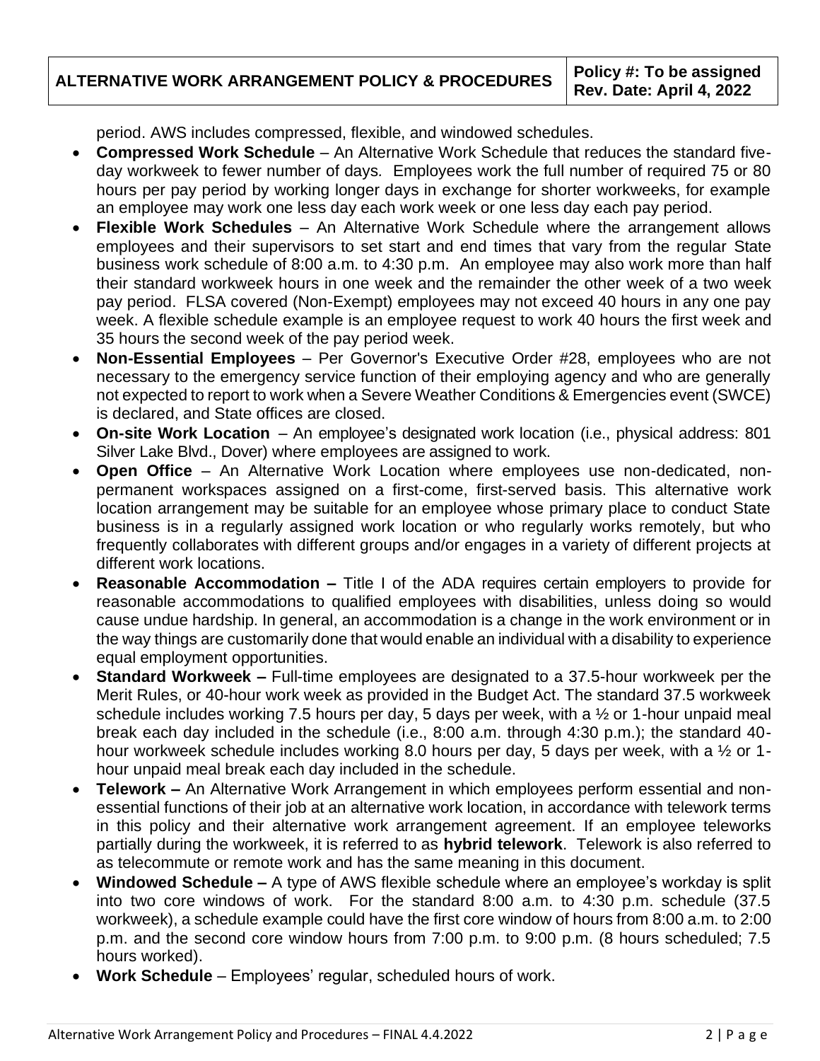period. AWS includes compressed, flexible, and windowed schedules.

- **Compressed Work Schedule** – An Alternative Work Schedule that reduces the standard five-day workweek to fewer number of days. Employees work the full number of required 75 or 80 hours per pay period by working longer days in exchange for shorter workweeks, for example an employee may work one less day each work week or one less day each pay period.
- **Flexible Work Schedules** – An Alternative Work Schedule where the arrangement allows employees and their supervisors to set start and end times that vary from the regular State business work schedule of 8:00 a.m. to 4:30 p.m. An employee may also work more than half their standard workweek hours in one week and the remainder the other week of a two week pay period. FLSA covered (Non-Exempt) employees may not exceed 40 hours in any one pay week. A flexible schedule example is an employee request to work 40 hours the first week and 35 hours the second week of the pay period week.
- **Non-Essential Employees** – Per Governor's Executive Order #28, employees who are not necessary to the emergency service function of their employing agency and who are generally not expected to report to work when a Severe Weather Conditions & Emergencies event (SWCE) is declared, and State offices are closed.
- **On-site Work Location** – An employee's designated work location (i.e., physical address: 801 Silver Lake Blvd., Dover) where employees are assigned to work.
- **Open Office** – An Alternative Work Location where employees use non-dedicated, non-permanent workspaces assigned on a first-come, first-served basis. This alternative work location arrangement may be suitable for an employee whose primary place to conduct State business is in a regularly assigned work location or who regularly works remotely, but who frequently collaborates with different groups and/or engages in a variety of different projects at different work locations.
- **Reasonable Accommodation –** Title I of the ADA requires certain employers to provide for reasonable accommodations to qualified employees with disabilities, unless doing so would cause undue hardship. In general, an accommodation is a change in the work environment or in the way things are customarily done that would enable an individual with a disability to experience equal employment opportunities.
- **Standard Workweek –** Full-time employees are designated to a 37.5-hour workweek per the Merit Rules, or 40-hour work week as provided in the Budget Act. The standard 37.5 workweek schedule includes working 7.5 hours per day, 5 days per week, with a ½ or 1-hour unpaid meal break each day included in the schedule (i.e., 8:00 a.m. through 4:30 p.m.); the standard 40-hour workweek schedule includes working 8.0 hours per day, 5 days per week, with a ½ or 1-hour unpaid meal break each day included in the schedule.
- **Telework –** An Alternative Work Arrangement in which employees perform essential and non-essential functions of their job at an alternative work location, in accordance with telework terms in this policy and their alternative work arrangement agreement. If an employee teleworks partially during the workweek, it is referred to as **hybrid telework**. Telework is also referred to as telecommute or remote work and has the same meaning in this document.
- **Windowed Schedule –** A type of AWS flexible schedule where an employee's workday is split into two core windows of work. For the standard 8:00 a.m. to 4:30 p.m. schedule (37.5 workweek), a schedule example could have the first core window of hours from 8:00 a.m. to 2:00 p.m. and the second core window hours from 7:00 p.m. to 9:00 p.m. (8 hours scheduled; 7.5 hours worked).
- **Work Schedule** – Employees' regular, scheduled hours of work.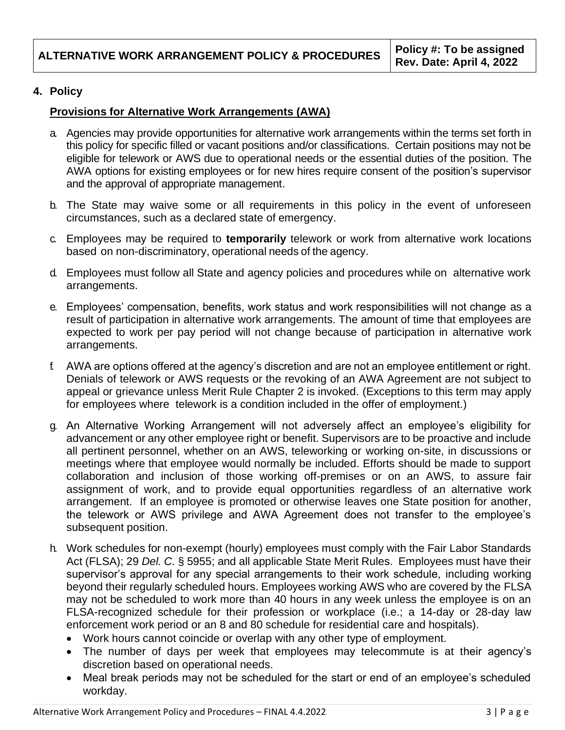## 4. Policy

### Provisions for Alternative Work Arrangements (AWA)

a. Agencies may provide opportunities for alternative work arrangements within the terms set forth in this policy for specific filled or vacant positions and/or classifications. Certain positions may not be eligible for telework or AWS due to operational needs or the essential duties of the position. The AWA options for existing employees or for new hires require consent of the position's supervisor and the approval of appropriate management.

b. The State may waive some or all requirements in this policy in the event of unforeseen circumstances, such as a declared state of emergency.

c. Employees may be required to **temporarily** telework or work from alternative work locations based on non-discriminatory, operational needs of the agency.

d. Employees must follow all State and agency policies and procedures while on alternative work arrangements.

e. Employees' compensation, benefits, work status and work responsibilities will not change as a result of participation in alternative work arrangements. The amount of time that employees are expected to work per pay period will not change because of participation in alternative work arrangements.

f. AWA are options offered at the agency's discretion and are not an employee entitlement or right. Denials of telework or AWS requests or the revoking of an AWA Agreement are not subject to appeal or grievance unless Merit Rule Chapter 2 is invoked. (Exceptions to this term may apply for employees where telework is a condition included in the offer of employment.)

g. An Alternative Working Arrangement will not adversely affect an employee's eligibility for advancement or any other employee right or benefit. Supervisors are to be proactive and include all pertinent personnel, whether on an AWS, teleworking or working on-site, in discussions or meetings where that employee would normally be included. Efforts should be made to support collaboration and inclusion of those working off-premises or on an AWS, to assure fair assignment of work, and to provide equal opportunities regardless of an alternative work arrangement. If an employee is promoted or otherwise leaves one State position for another, the telework or AWS privilege and AWA Agreement does not transfer to the employee's subsequent position.

h. Work schedules for non-exempt (hourly) employees must comply with the Fair Labor Standards Act (FLSA); 29 *Del. C.* § 5955; and all applicable State Merit Rules. Employees must have their supervisor's approval for any special arrangements to their work schedule, including working beyond their regularly scheduled hours. Employees working AWS who are covered by the FLSA may not be scheduled to work more than 40 hours in any week unless the employee is on an FLSA-recognized schedule for their profession or workplace (i.e.; a 14-day or 28-day law enforcement work period or an 8 and 80 schedule for residential care and hospitals).
   - Work hours cannot coincide or overlap with any other type of employment.
   - The number of days per week that employees may telecommute is at their agency's discretion based on operational needs.
   - Meal break periods may not be scheduled for the start or end of an employee's scheduled workday.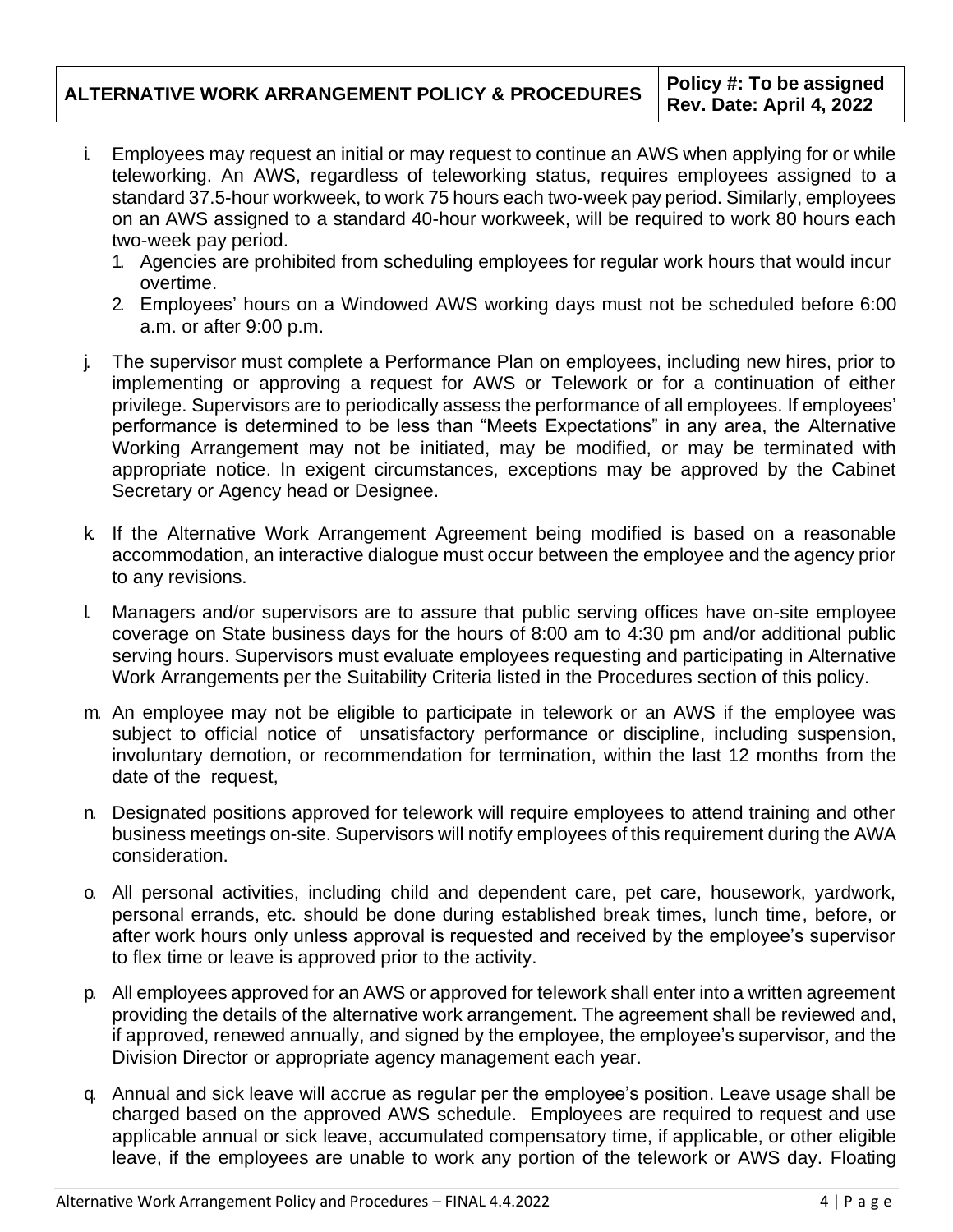i. Employees may request an initial or may request to continue an AWS when applying for or while teleworking. An AWS, regardless of teleworking status, requires employees assigned to a standard 37.5-hour workweek, to work 75 hours each two-week pay period. Similarly, employees on an AWS assigned to a standard 40-hour workweek, will be required to work 80 hours each two-week pay period.
   1. Agencies are prohibited from scheduling employees for regular work hours that would incur overtime.
   2. Employees' hours on a Windowed AWS working days must not be scheduled before 6:00 a.m. or after 9:00 p.m.

j. The supervisor must complete a Performance Plan on employees, including new hires, prior to implementing or approving a request for AWS or Telework or for a continuation of either privilege. Supervisors are to periodically assess the performance of all employees. If employees' performance is determined to be less than "Meets Expectations" in any area, the Alternative Working Arrangement may not be initiated, may be modified, or may be terminated with appropriate notice. In exigent circumstances, exceptions may be approved by the Cabinet Secretary or Agency head or Designee.

k. If the Alternative Work Arrangement Agreement being modified is based on a reasonable accommodation, an interactive dialogue must occur between the employee and the agency prior to any revisions.

l. Managers and/or supervisors are to assure that public serving offices have on-site employee coverage on State business days for the hours of 8:00 am to 4:30 pm and/or additional public serving hours. Supervisors must evaluate employees requesting and participating in Alternative Work Arrangements per the Suitability Criteria listed in the Procedures section of this policy.

m. An employee may not be eligible to participate in telework or an AWS if the employee was subject to official notice of unsatisfactory performance or discipline, including suspension, involuntary demotion, or recommendation for termination, within the last 12 months from the date of the request,

n. Designated positions approved for telework will require employees to attend training and other business meetings on-site. Supervisors will notify employees of this requirement during the AWA consideration.

o. All personal activities, including child and dependent care, pet care, housework, yardwork, personal errands, etc. should be done during established break times, lunch time, before, or after work hours only unless approval is requested and received by the employee's supervisor to flex time or leave is approved prior to the activity.

p. All employees approved for an AWS or approved for telework shall enter into a written agreement providing the details of the alternative work arrangement. The agreement shall be reviewed and, if approved, renewed annually, and signed by the employee, the employee's supervisor, and the Division Director or appropriate agency management each year.

q. Annual and sick leave will accrue as regular per the employee's position. Leave usage shall be charged based on the approved AWS schedule. Employees are required to request and use applicable annual or sick leave, accumulated compensatory time, if applicable, or other eligible leave, if the employees are unable to work any portion of the telework or AWS day. Floating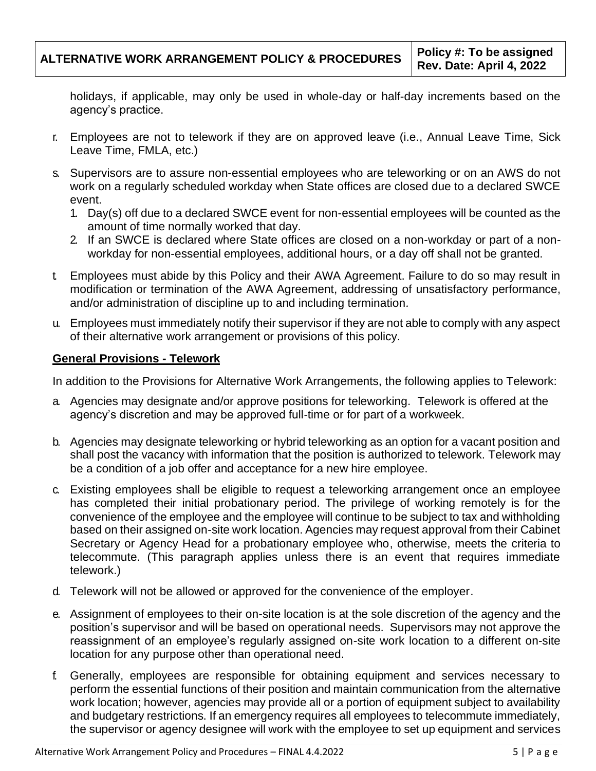holidays, if applicable, may only be used in whole-day or half-day increments based on the agency's practice.

r. Employees are not to telework if they are on approved leave (i.e., Annual Leave Time, Sick Leave Time, FMLA, etc.)

s. Supervisors are to assure non-essential employees who are teleworking or on an AWS do not work on a regularly scheduled workday when State offices are closed due to a declared SWCE event.
   1. Day(s) off due to a declared SWCE event for non-essential employees will be counted as the amount of time normally worked that day.
   2. If an SWCE is declared where State offices are closed on a non-workday or part of a non-workday for non-essential employees, additional hours, or a day off shall not be granted.

t. Employees must abide by this Policy and their AWA Agreement. Failure to do so may result in modification or termination of the AWA Agreement, addressing of unsatisfactory performance, and/or administration of discipline up to and including termination.

u. Employees must immediately notify their supervisor if they are not able to comply with any aspect of their alternative work arrangement or provisions of this policy.

**General Provisions - Telework**

In addition to the Provisions for Alternative Work Arrangements, the following applies to Telework:

a. Agencies may designate and/or approve positions for teleworking. Telework is offered at the agency's discretion and may be approved full-time or for part of a workweek.

b. Agencies may designate teleworking or hybrid teleworking as an option for a vacant position and shall post the vacancy with information that the position is authorized to telework. Telework may be a condition of a job offer and acceptance for a new hire employee.

c. Existing employees shall be eligible to request a teleworking arrangement once an employee has completed their initial probationary period. The privilege of working remotely is for the convenience of the employee and the employee will continue to be subject to tax and withholding based on their assigned on-site work location. Agencies may request approval from their Cabinet Secretary or Agency Head for a probationary employee who, otherwise, meets the criteria to telecommute. (This paragraph applies unless there is an event that requires immediate telework.)

d. Telework will not be allowed or approved for the convenience of the employer.

e. Assignment of employees to their on-site location is at the sole discretion of the agency and the position's supervisor and will be based on operational needs. Supervisors may not approve the reassignment of an employee's regularly assigned on-site work location to a different on-site location for any purpose other than operational need.

f. Generally, employees are responsible for obtaining equipment and services necessary to perform the essential functions of their position and maintain communication from the alternative work location; however, agencies may provide all or a portion of equipment subject to availability and budgetary restrictions. If an emergency requires all employees to telecommute immediately, the supervisor or agency designee will work with the employee to set up equipment and services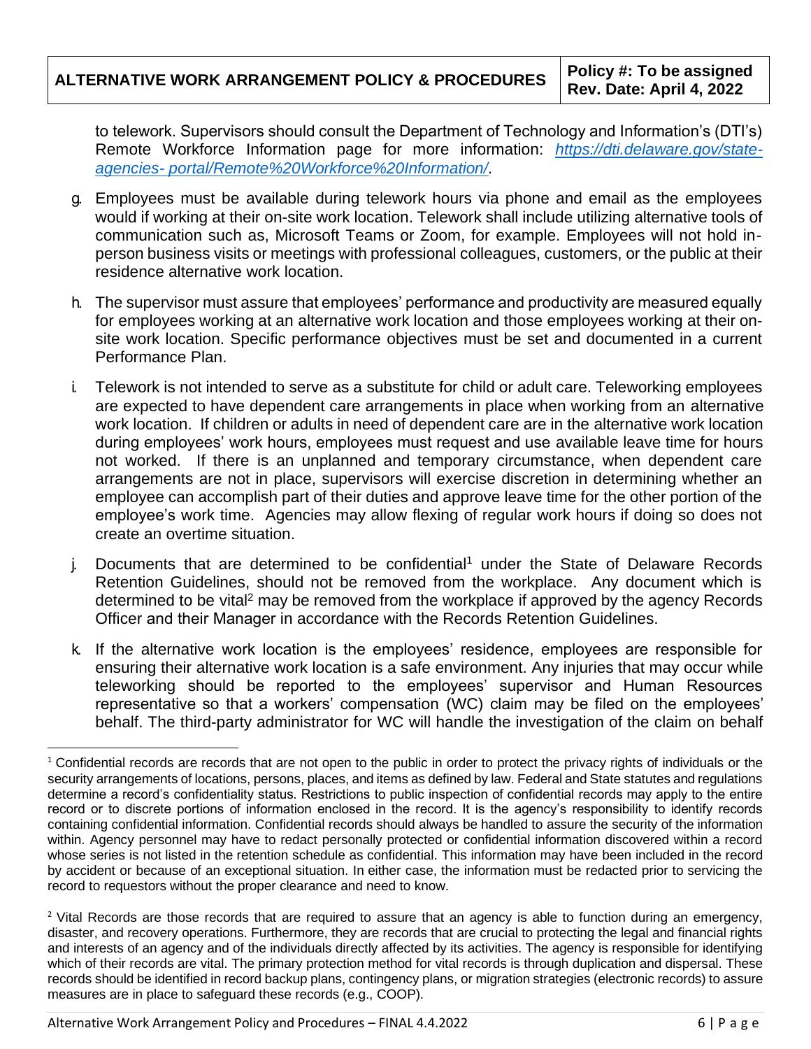to telework. Supervisors should consult the Department of Technology and Information's (DTI's) Remote Workforce Information page for more information: *https://dti.delaware.gov/state-agencies- portal/Remote%20Workforce%20Information/*.

g. Employees must be available during telework hours via phone and email as the employees would if working at their on-site work location. Telework shall include utilizing alternative tools of communication such as, Microsoft Teams or Zoom, for example. Employees will not hold in-person business visits or meetings with professional colleagues, customers, or the public at their residence alternative work location.

h. The supervisor must assure that employees' performance and productivity are measured equally for employees working at an alternative work location and those employees working at their on-site work location. Specific performance objectives must be set and documented in a current Performance Plan.

i. Telework is not intended to serve as a substitute for child or adult care. Teleworking employees are expected to have dependent care arrangements in place when working from an alternative work location. If children or adults in need of dependent care are in the alternative work location during employees' work hours, employees must request and use available leave time for hours not worked. If there is an unplanned and temporary circumstance, when dependent care arrangements are not in place, supervisors will exercise discretion in determining whether an employee can accomplish part of their duties and approve leave time for the other portion of the employee's work time. Agencies may allow flexing of regular work hours if doing so does not create an overtime situation.

j. Documents that are determined to be confidential[1] under the State of Delaware Records Retention Guidelines, should not be removed from the workplace. Any document which is determined to be vital[2] may be removed from the workplace if approved by the agency Records Officer and their Manager in accordance with the Records Retention Guidelines.

k. If the alternative work location is the employees' residence, employees are responsible for ensuring their alternative work location is a safe environment. Any injuries that may occur while teleworking should be reported to the employees' supervisor and Human Resources representative so that a workers' compensation (WC) claim may be filed on the employees' behalf. The third-party administrator for WC will handle the investigation of the claim on behalf

---

[1] Confidential records are records that are not open to the public in order to protect the privacy rights of individuals or the security arrangements of locations, persons, places, and items as defined by law. Federal and State statutes and regulations determine a record's confidentiality status. Restrictions to public inspection of confidential records may apply to the entire record or to discrete portions of information enclosed in the record. It is the agency's responsibility to identify records containing confidential information. Confidential records should always be handled to assure the security of the information within. Agency personnel may have to redact personally protected or confidential information discovered within a record whose series is not listed in the retention schedule as confidential. This information may have been included in the record by accident or because of an exceptional situation. In either case, the information must be redacted prior to servicing the record to requestors without the proper clearance and need to know.

[2] Vital Records are those records that are required to assure that an agency is able to function during an emergency, disaster, and recovery operations. Furthermore, they are records that are crucial to protecting the legal and financial rights and interests of an agency and of the individuals directly affected by its activities. The agency is responsible for identifying which of their records are vital. The primary protection method for vital records is through duplication and dispersal. These records should be identified in record backup plans, contingency plans, or migration strategies (electronic records) to assure measures are in place to safeguard these records (e.g., COOP).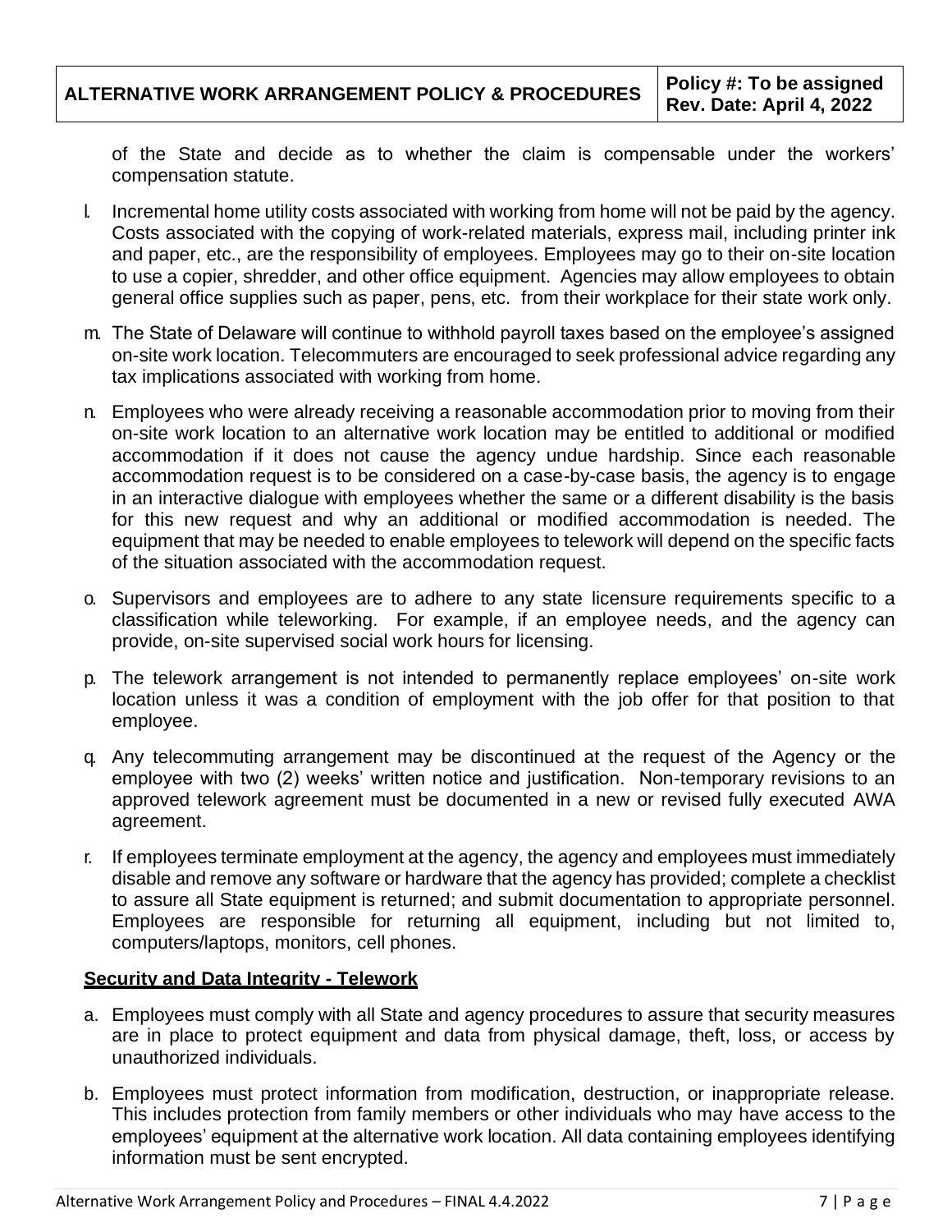of the State and decide as to whether the claim is compensable under the workers' compensation statute.

l. Incremental home utility costs associated with working from home will not be paid by the agency. Costs associated with the copying of work-related materials, express mail, including printer ink and paper, etc., are the responsibility of employees. Employees may go to their on-site location to use a copier, shredder, and other office equipment. Agencies may allow employees to obtain general office supplies such as paper, pens, etc. from their workplace for their state work only.

m. The State of Delaware will continue to withhold payroll taxes based on the employee's assigned on-site work location. Telecommuters are encouraged to seek professional advice regarding any tax implications associated with working from home.

n. Employees who were already receiving a reasonable accommodation prior to moving from their on-site work location to an alternative work location may be entitled to additional or modified accommodation if it does not cause the agency undue hardship. Since each reasonable accommodation request is to be considered on a case-by-case basis, the agency is to engage in an interactive dialogue with employees whether the same or a different disability is the basis for this new request and why an additional or modified accommodation is needed. The equipment that may be needed to enable employees to telework will depend on the specific facts of the situation associated with the accommodation request.

o. Supervisors and employees are to adhere to any state licensure requirements specific to a classification while teleworking. For example, if an employee needs, and the agency can provide, on-site supervised social work hours for licensing.

p. The telework arrangement is not intended to permanently replace employees' on-site work location unless it was a condition of employment with the job offer for that position to that employee.

q. Any telecommuting arrangement may be discontinued at the request of the Agency or the employee with two (2) weeks' written notice and justification. Non-temporary revisions to an approved telework agreement must be documented in a new or revised fully executed AWA agreement.

r. If employees terminate employment at the agency, the agency and employees must immediately disable and remove any software or hardware that the agency has provided; complete a checklist to assure all State equipment is returned; and submit documentation to appropriate personnel. Employees are responsible for returning all equipment, including but not limited to, computers/laptops, monitors, cell phones.

**Security and Data Integrity - Telework**

a. Employees must comply with all State and agency procedures to assure that security measures are in place to protect equipment and data from physical damage, theft, loss, or access by unauthorized individuals.

b. Employees must protect information from modification, destruction, or inappropriate release. This includes protection from family members or other individuals who may have access to the employees' equipment at the alternative work location. All data containing employees identifying information must be sent encrypted.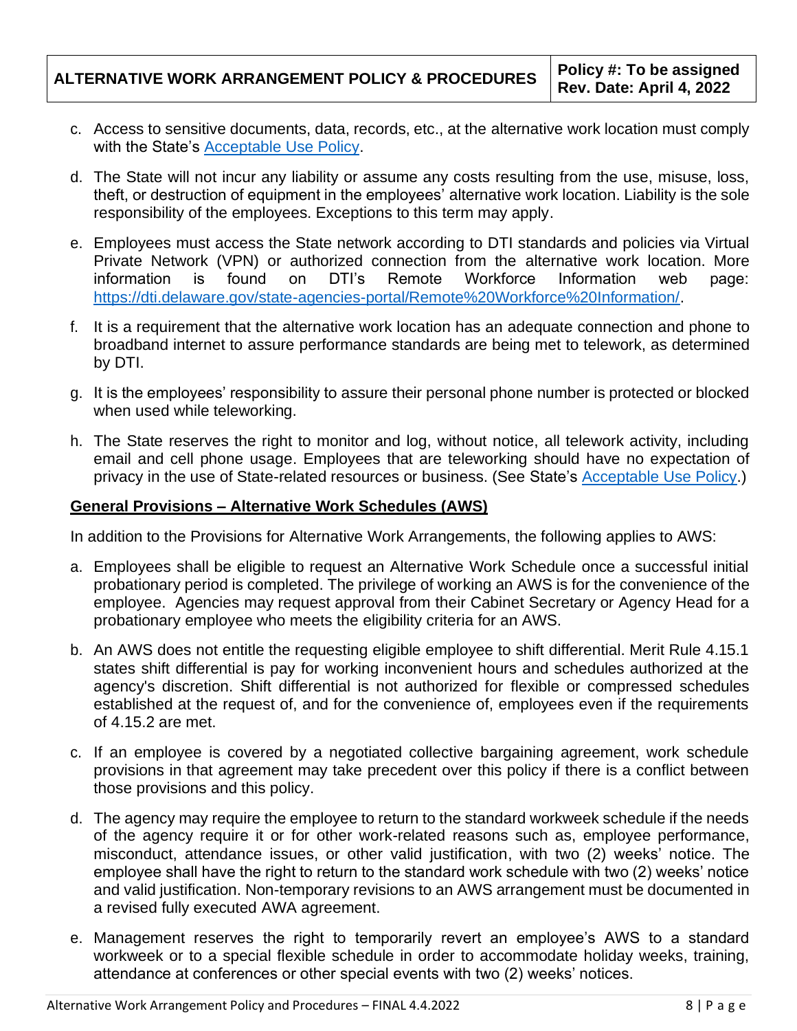c. Access to sensitive documents, data, records, etc., at the alternative work location must comply with the State's [Acceptable Use Policy](#).

d. The State will not incur any liability or assume any costs resulting from the use, misuse, loss, theft, or destruction of equipment in the employees' alternative work location. Liability is the sole responsibility of the employees. Exceptions to this term may apply.

e. Employees must access the State network according to DTI standards and policies via Virtual Private Network (VPN) or authorized connection from the alternative work location. More information is found on DTI's Remote Workforce Information web page: https://dti.delaware.gov/state-agencies-portal/Remote%20Workforce%20Information/.

f. It is a requirement that the alternative work location has an adequate connection and phone to broadband internet to assure performance standards are being met to telework, as determined by DTI.

g. It is the employees' responsibility to assure their personal phone number is protected or blocked when used while teleworking.

h. The State reserves the right to monitor and log, without notice, all telework activity, including email and cell phone usage. Employees that are teleworking should have no expectation of privacy in the use of State-related resources or business. (See State's [Acceptable Use Policy](#).)

**General Provisions – Alternative Work Schedules (AWS)**

In addition to the Provisions for Alternative Work Arrangements, the following applies to AWS:

a. Employees shall be eligible to request an Alternative Work Schedule once a successful initial probationary period is completed. The privilege of working an AWS is for the convenience of the employee. Agencies may request approval from their Cabinet Secretary or Agency Head for a probationary employee who meets the eligibility criteria for an AWS.

b. An AWS does not entitle the requesting eligible employee to shift differential. Merit Rule 4.15.1 states shift differential is pay for working inconvenient hours and schedules authorized at the agency's discretion. Shift differential is not authorized for flexible or compressed schedules established at the request of, and for the convenience of, employees even if the requirements of 4.15.2 are met.

c. If an employee is covered by a negotiated collective bargaining agreement, work schedule provisions in that agreement may take precedent over this policy if there is a conflict between those provisions and this policy.

d. The agency may require the employee to return to the standard workweek schedule if the needs of the agency require it or for other work-related reasons such as, employee performance, misconduct, attendance issues, or other valid justification, with two (2) weeks' notice. The employee shall have the right to return to the standard work schedule with two (2) weeks' notice and valid justification. Non-temporary revisions to an AWS arrangement must be documented in a revised fully executed AWA agreement.

e. Management reserves the right to temporarily revert an employee's AWS to a standard workweek or to a special flexible schedule in order to accommodate holiday weeks, training, attendance at conferences or other special events with two (2) weeks' notices.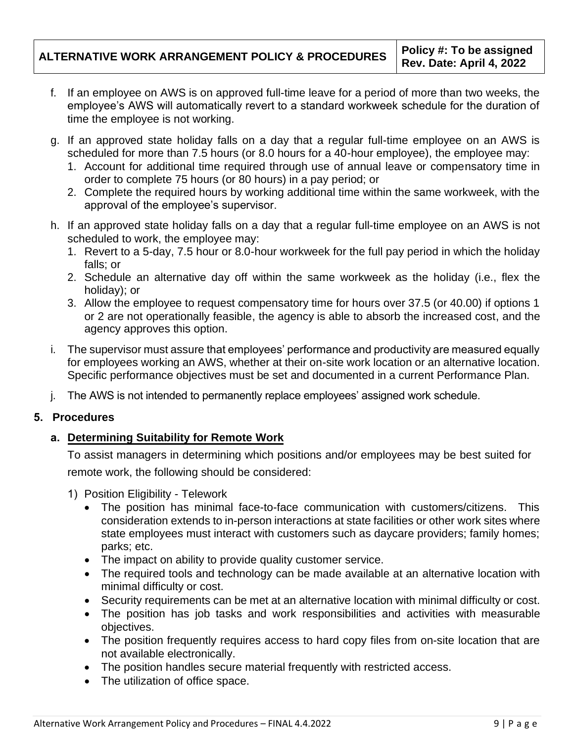f. If an employee on AWS is on approved full-time leave for a period of more than two weeks, the employee's AWS will automatically revert to a standard workweek schedule for the duration of time the employee is not working.

g. If an approved state holiday falls on a day that a regular full-time employee on an AWS is scheduled for more than 7.5 hours (or 8.0 hours for a 40-hour employee), the employee may:
   1. Account for additional time required through use of annual leave or compensatory time in order to complete 75 hours (or 80 hours) in a pay period; or
   2. Complete the required hours by working additional time within the same workweek, with the approval of the employee's supervisor.

h. If an approved state holiday falls on a day that a regular full-time employee on an AWS is not scheduled to work, the employee may:
   1. Revert to a 5-day, 7.5 hour or 8.0-hour workweek for the full pay period in which the holiday falls; or
   2. Schedule an alternative day off within the same workweek as the holiday (i.e., flex the holiday); or
   3. Allow the employee to request compensatory time for hours over 37.5 (or 40.00) if options 1 or 2 are not operationally feasible, the agency is able to absorb the increased cost, and the agency approves this option.

i. The supervisor must assure that employees' performance and productivity are measured equally for employees working an AWS, whether at their on-site work location or an alternative location. Specific performance objectives must be set and documented in a current Performance Plan.

j. The AWS is not intended to permanently replace employees' assigned work schedule.

## 5. Procedures

### a. Determining Suitability for Remote Work

To assist managers in determining which positions and/or employees may be best suited for remote work, the following should be considered:

1) Position Eligibility - Telework
   - The position has minimal face-to-face communication with customers/citizens. This consideration extends to in-person interactions at state facilities or other work sites where state employees must interact with customers such as daycare providers; family homes; parks; etc.
   - The impact on ability to provide quality customer service.
   - The required tools and technology can be made available at an alternative location with minimal difficulty or cost.
   - Security requirements can be met at an alternative location with minimal difficulty or cost.
   - The position has job tasks and work responsibilities and activities with measurable objectives.
   - The position frequently requires access to hard copy files from on-site location that are not available electronically.
   - The position handles secure material frequently with restricted access.
   - The utilization of office space.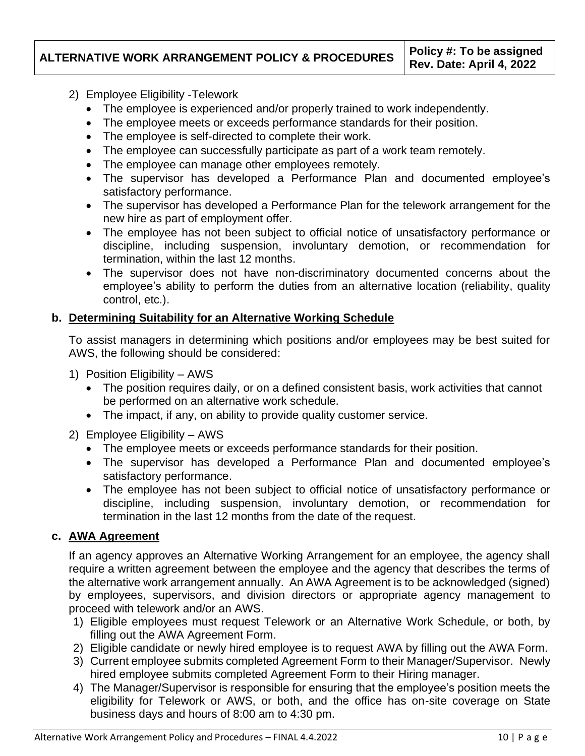2) Employee Eligibility -Telework
   - The employee is experienced and/or properly trained to work independently.
   - The employee meets or exceeds performance standards for their position.
   - The employee is self-directed to complete their work.
   - The employee can successfully participate as part of a work team remotely.
   - The employee can manage other employees remotely.
   - The supervisor has developed a Performance Plan and documented employee's satisfactory performance.
   - The supervisor has developed a Performance Plan for the telework arrangement for the new hire as part of employment offer.
   - The employee has not been subject to official notice of unsatisfactory performance or discipline, including suspension, involuntary demotion, or recommendation for termination, within the last 12 months.
   - The supervisor does not have non-discriminatory documented concerns about the employee's ability to perform the duties from an alternative location (reliability, quality control, etc.).

**b. <u>Determining Suitability for an Alternative Working Schedule</u>**

To assist managers in determining which positions and/or employees may be best suited for AWS, the following should be considered:

1) Position Eligibility – AWS
   - The position requires daily, or on a defined consistent basis, work activities that cannot be performed on an alternative work schedule.
   - The impact, if any, on ability to provide quality customer service.

2) Employee Eligibility – AWS
   - The employee meets or exceeds performance standards for their position.
   - The supervisor has developed a Performance Plan and documented employee's satisfactory performance.
   - The employee has not been subject to official notice of unsatisfactory performance or discipline, including suspension, involuntary demotion, or recommendation for termination in the last 12 months from the date of the request.

**c. <u>AWA Agreement</u>**

If an agency approves an Alternative Working Arrangement for an employee, the agency shall require a written agreement between the employee and the agency that describes the terms of the alternative work arrangement annually. An AWA Agreement is to be acknowledged (signed) by employees, supervisors, and division directors or appropriate agency management to proceed with telework and/or an AWS.

1) Eligible employees must request Telework or an Alternative Work Schedule, or both, by filling out the AWA Agreement Form.
2) Eligible candidate or newly hired employee is to request AWA by filling out the AWA Form.
3) Current employee submits completed Agreement Form to their Manager/Supervisor. Newly hired employee submits completed Agreement Form to their Hiring manager.
4) The Manager/Supervisor is responsible for ensuring that the employee's position meets the eligibility for Telework or AWS, or both, and the office has on-site coverage on State business days and hours of 8:00 am to 4:30 pm.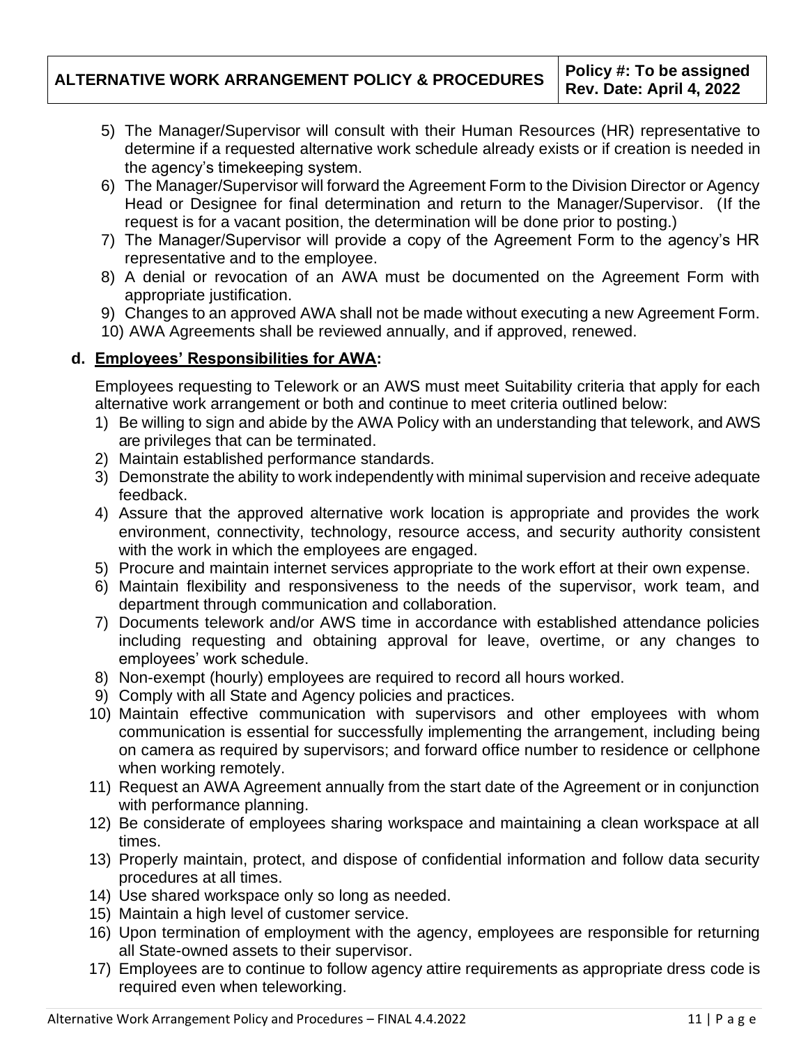5) The Manager/Supervisor will consult with their Human Resources (HR) representative to determine if a requested alternative work schedule already exists or if creation is needed in the agency's timekeeping system.
6) The Manager/Supervisor will forward the Agreement Form to the Division Director or Agency Head or Designee for final determination and return to the Manager/Supervisor. (If the request is for a vacant position, the determination will be done prior to posting.)
7) The Manager/Supervisor will provide a copy of the Agreement Form to the agency's HR representative and to the employee.
8) A denial or revocation of an AWA must be documented on the Agreement Form with appropriate justification.
9) Changes to an approved AWA shall not be made without executing a new Agreement Form.
10) AWA Agreements shall be reviewed annually, and if approved, renewed.

**d. <u>Employees' Responsibilities for AWA</u>:**

Employees requesting to Telework or an AWS must meet Suitability criteria that apply for each alternative work arrangement or both and continue to meet criteria outlined below:

1) Be willing to sign and abide by the AWA Policy with an understanding that telework, and AWS are privileges that can be terminated.
2) Maintain established performance standards.
3) Demonstrate the ability to work independently with minimal supervision and receive adequate feedback.
4) Assure that the approved alternative work location is appropriate and provides the work environment, connectivity, technology, resource access, and security authority consistent with the work in which the employees are engaged.
5) Procure and maintain internet services appropriate to the work effort at their own expense.
6) Maintain flexibility and responsiveness to the needs of the supervisor, work team, and department through communication and collaboration.
7) Documents telework and/or AWS time in accordance with established attendance policies including requesting and obtaining approval for leave, overtime, or any changes to employees' work schedule.
8) Non-exempt (hourly) employees are required to record all hours worked.
9) Comply with all State and Agency policies and practices.
10) Maintain effective communication with supervisors and other employees with whom communication is essential for successfully implementing the arrangement, including being on camera as required by supervisors; and forward office number to residence or cellphone when working remotely.
11) Request an AWA Agreement annually from the start date of the Agreement or in conjunction with performance planning.
12) Be considerate of employees sharing workspace and maintaining a clean workspace at all times.
13) Properly maintain, protect, and dispose of confidential information and follow data security procedures at all times.
14) Use shared workspace only so long as needed.
15) Maintain a high level of customer service.
16) Upon termination of employment with the agency, employees are responsible for returning all State-owned assets to their supervisor.
17) Employees are to continue to follow agency attire requirements as appropriate dress code is required even when teleworking.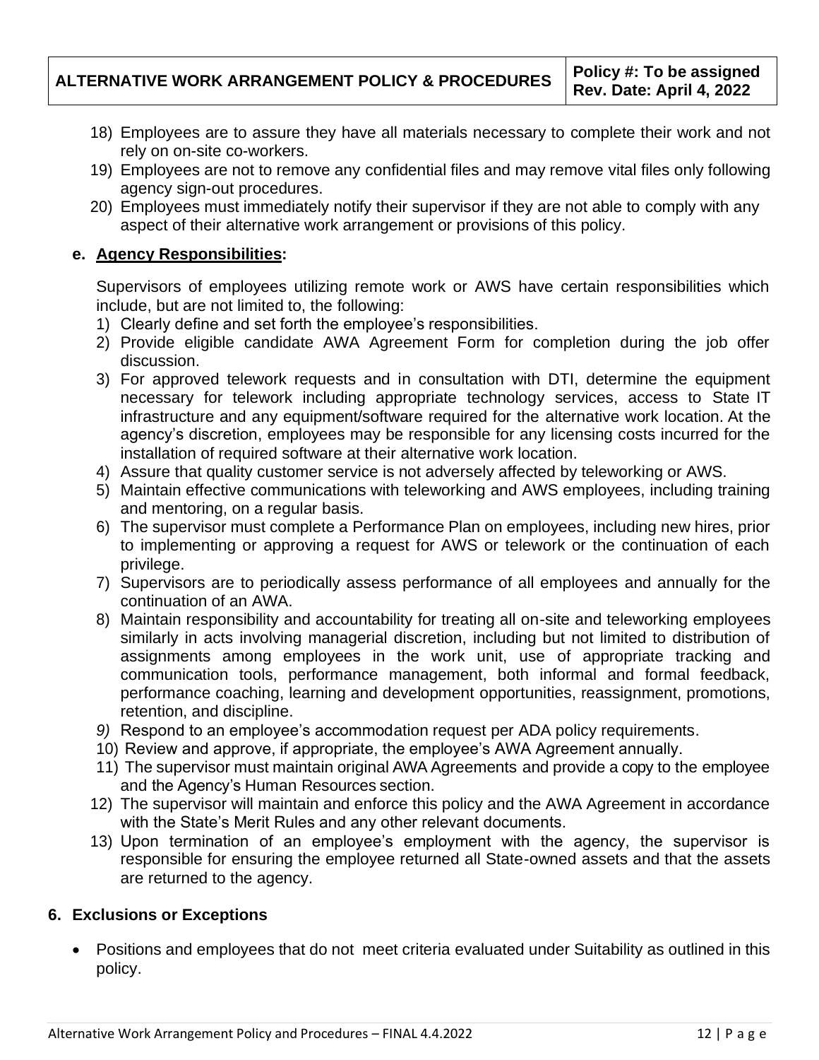18) Employees are to assure they have all materials necessary to complete their work and not rely on on-site co-workers.
19) Employees are not to remove any confidential files and may remove vital files only following agency sign-out procedures.
20) Employees must immediately notify their supervisor if they are not able to comply with any aspect of their alternative work arrangement or provisions of this policy.

**e. <u>Agency Responsibilities</u>:**

Supervisors of employees utilizing remote work or AWS have certain responsibilities which include, but are not limited to, the following:

1) Clearly define and set forth the employee's responsibilities.
2) Provide eligible candidate AWA Agreement Form for completion during the job offer discussion.
3) For approved telework requests and in consultation with DTI, determine the equipment necessary for telework including appropriate technology services, access to State IT infrastructure and any equipment/software required for the alternative work location. At the agency's discretion, employees may be responsible for any licensing costs incurred for the installation of required software at their alternative work location.
4) Assure that quality customer service is not adversely affected by teleworking or AWS.
5) Maintain effective communications with teleworking and AWS employees, including training and mentoring, on a regular basis.
6) The supervisor must complete a Performance Plan on employees, including new hires, prior to implementing or approving a request for AWS or telework or the continuation of each privilege.
7) Supervisors are to periodically assess performance of all employees and annually for the continuation of an AWA.
8) Maintain responsibility and accountability for treating all on-site and teleworking employees similarly in acts involving managerial discretion, including but not limited to distribution of assignments among employees in the work unit, use of appropriate tracking and communication tools, performance management, both informal and formal feedback, performance coaching, learning and development opportunities, reassignment, promotions, retention, and discipline.
9) Respond to an employee's accommodation request per ADA policy requirements.
10) Review and approve, if appropriate, the employee's AWA Agreement annually.
11) The supervisor must maintain original AWA Agreements and provide a copy to the employee and the Agency's Human Resources section.
12) The supervisor will maintain and enforce this policy and the AWA Agreement in accordance with the State's Merit Rules and any other relevant documents.
13) Upon termination of an employee's employment with the agency, the supervisor is responsible for ensuring the employee returned all State-owned assets and that the assets are returned to the agency.

## 6. Exclusions or Exceptions

- Positions and employees that do not meet criteria evaluated under Suitability as outlined in this policy.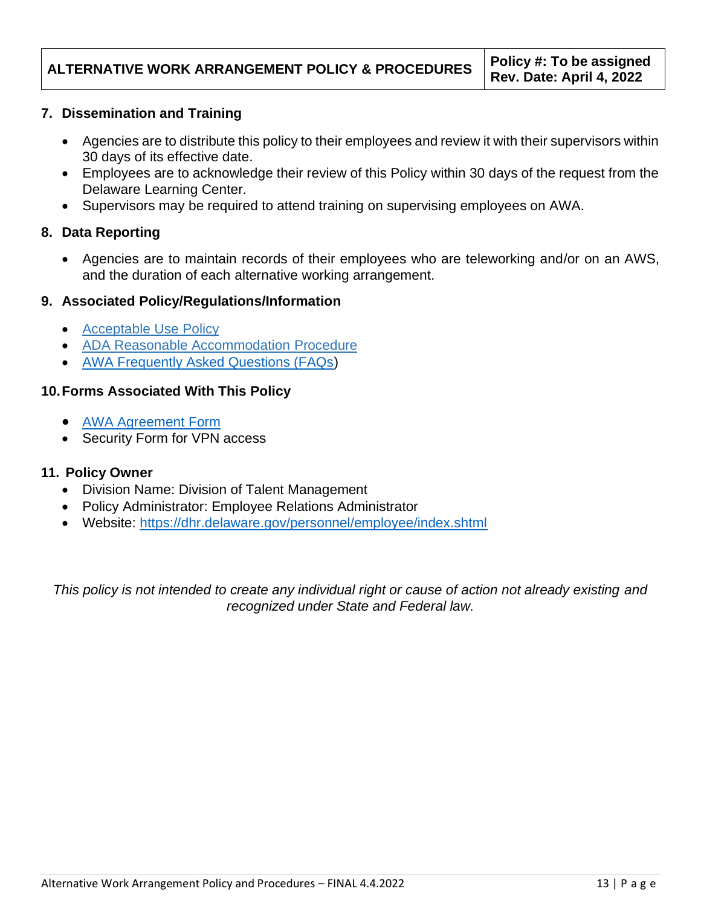## 7. Dissemination and Training

- Agencies are to distribute this policy to their employees and review it with their supervisors within 30 days of its effective date.
- Employees are to acknowledge their review of this Policy within 30 days of the request from the Delaware Learning Center.
- Supervisors may be required to attend training on supervising employees on AWA.

## 8. Data Reporting

- Agencies are to maintain records of their employees who are teleworking and/or on an AWS, and the duration of each alternative working arrangement.

## 9. Associated Policy/Regulations/Information

- Acceptable Use Policy
- ADA Reasonable Accommodation Procedure
- AWA Frequently Asked Questions (FAQs))

## 10. Forms Associated With This Policy

- AWA Agreement Form
- Security Form for VPN access

## 11. Policy Owner

- Division Name: Division of Talent Management
- Policy Administrator: Employee Relations Administrator
- Website: https://dhr.delaware.gov/personnel/employee/index.shtml

*This policy is not intended to create any individual right or cause of action not already existing and recognized under State and Federal law.*